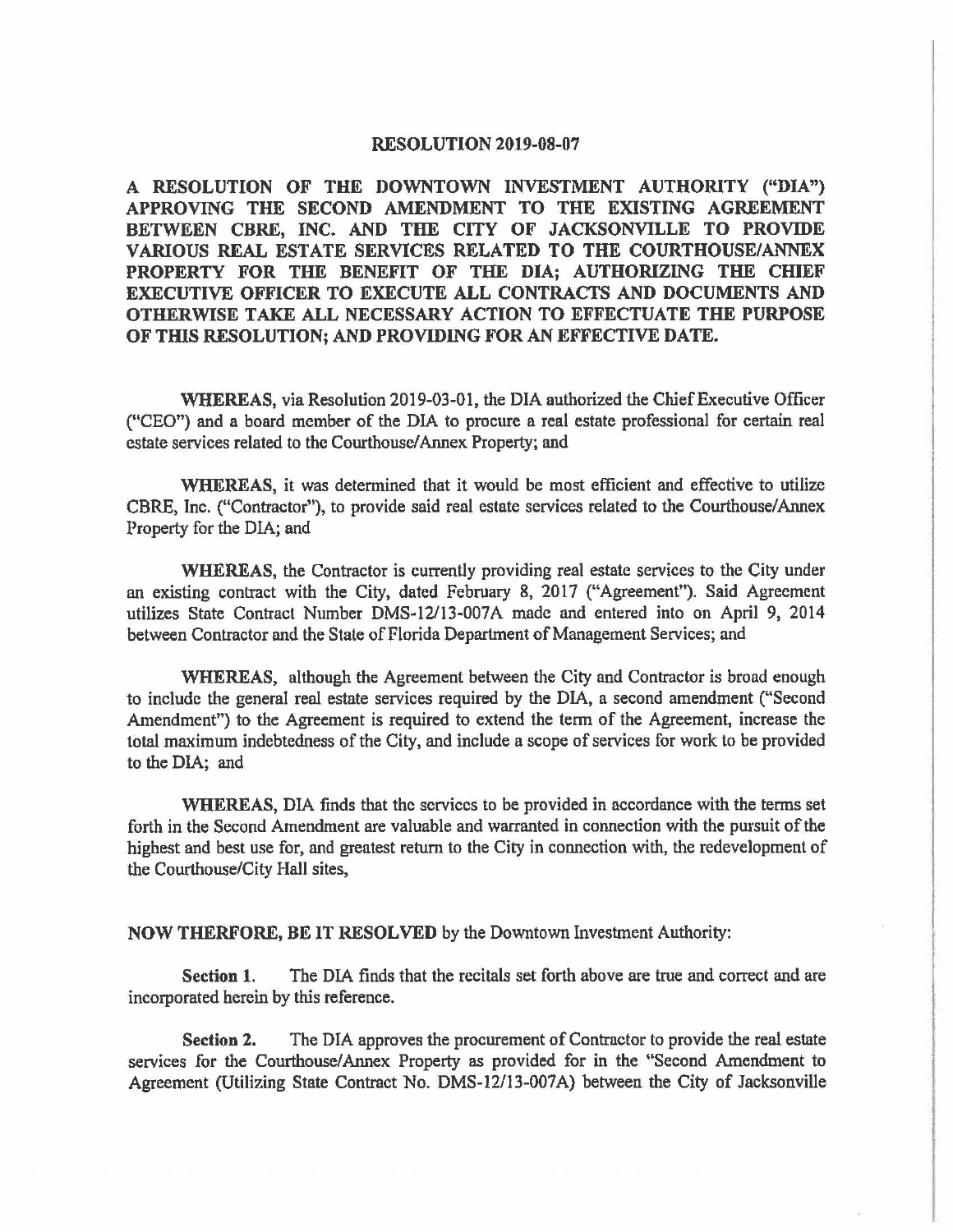# RESOLUTION 2019-08-07

**A RESOLUTION OF THE DOWNTOWN INVESTMENT AUTHORITY ("DIA") APPROVING THE SECOND AMENDMENT TO THE EXISTING AGREEMENT BETWEEN CBRE, INC. AND THE CITY OF JACKSONVILLE TO PROVIDE VARIOUS REAL ESTATE SERVICES RELATED TO THE COURTHOUSE/ANNEX PROPERTY FOR THE BENEFIT OF THE DIA; AUTHORIZING THE CHIEF EXECUTIVE OFFICER TO EXECUTE ALL CONTRACTS AND DOCUMENTS AND OTHERWISE TAKE ALL NECESSARY ACTION TO EFFECTUATE THE PURPOSE OF THIS RESOLUTION; AND PROVIDING FOR AN EFFECTIVE DATE.**

**WHEREAS**, via Resolution 2019-03-01, the DIA authorized the Chief Executive Officer ("CEO") and a board member of the DIA to procure a real estate professional for certain real estate services related to the Courthouse/Annex Property; and

**WHEREAS**, it was determined that it would be most efficient and effective to utilize CBRE, Inc. ("Contractor"), to provide said real estate services related to the Courthouse/Annex Property for the DIA; and

**WHEREAS**, the Contractor is currently providing real estate services to the City under an existing contract with the City, dated February 8, 2017 ("Agreement"). Said Agreement utilizes State Contract Number DMS-12/13-007A made and entered into on April 9, 2014 between Contractor and the State of Florida Department of Management Services; and

**WHEREAS**, although the Agreement between the City and Contractor is broad enough to include the general real estate services required by the DIA, a second amendment ("Second Amendment") to the Agreement is required to extend the term of the Agreement, increase the total maximum indebtedness of the City, and include a scope of services for work to be provided to the DIA; and

**WHEREAS**, DIA finds that the services to be provided in accordance with the terms set forth in the Second Amendment are valuable and warranted in connection with the pursuit of the highest and best use for, and greatest return to the City in connection with, the redevelopment of the Courthouse/City Hall sites,

**NOW THERFORE, BE IT RESOLVED** by the Downtown Investment Authority:

**Section 1.** The DIA finds that the recitals set forth above are true and correct and are incorporated herein by this reference.

**Section 2.** The DIA approves the procurement of Contractor to provide the real estate services for the Courthouse/Annex Property as provided for in the "Second Amendment to Agreement (Utilizing State Contract No. DMS-12/13-007A) between the City of Jacksonville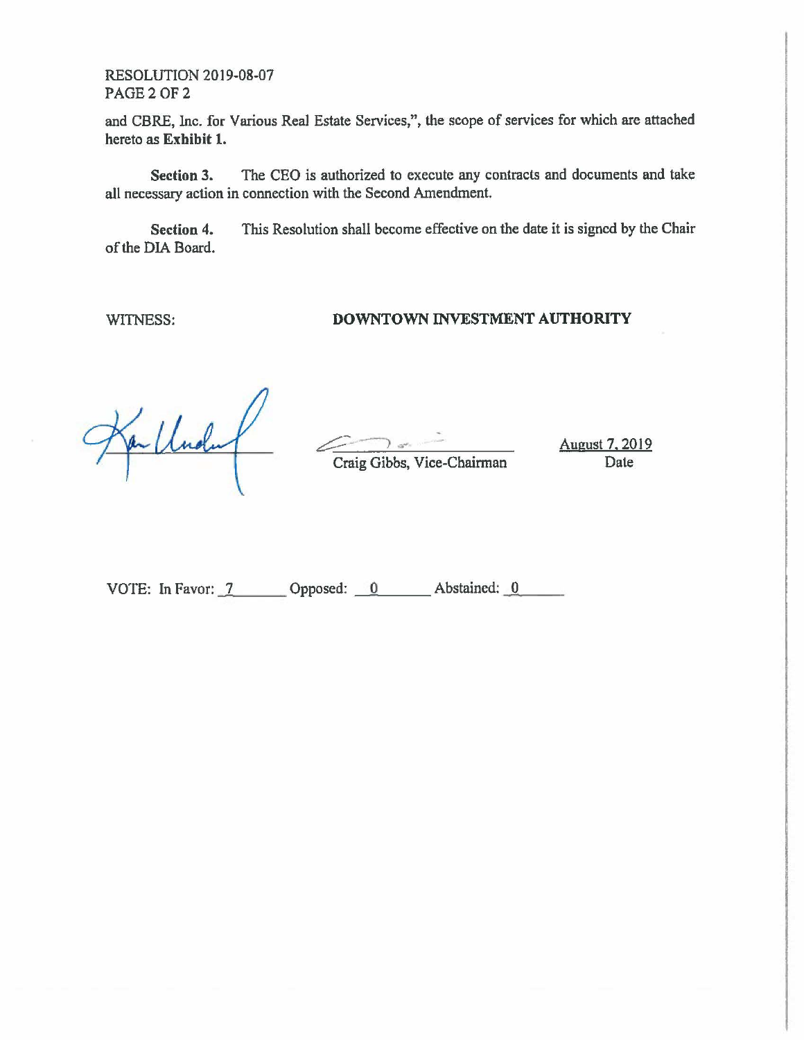and CBRE, Inc. for Various Real Estate Services,", the scope of services for which are attached hereto as **Exhibit 1.**

**Section 3.** The CEO is authorized to execute any contracts and documents and take all necessary action in connection with the Second Amendment.

**Section 4.** This Resolution shall become effective on the date it is signed by the Chair of the DIA Board.

WITNESS: **DOWNTOWN INVESTMENT AUTHORITY**

Craig Gibbs, Vice-Chairman

August 7, 2019
Date

VOTE: In Favor: 7 Opposed: 0 Abstained: 0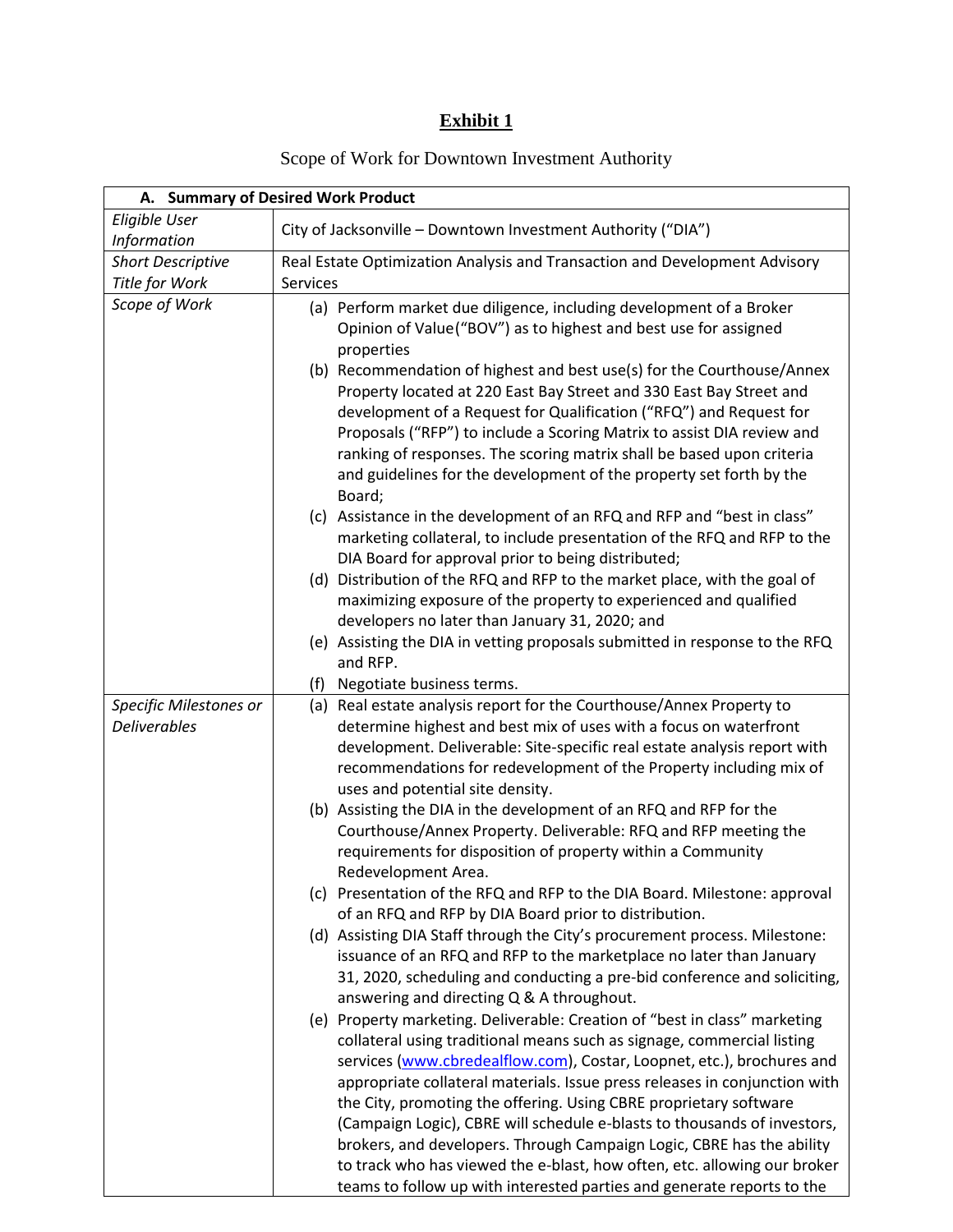# Exhibit 1

Scope of Work for Downtown Investment Authority

| **A. Summary of Desired Work Product** | |
|---|---|
| *Eligible User Information* | City of Jacksonville – Downtown Investment Authority ("DIA") |
| *Short Descriptive Title for Work* | Real Estate Optimization Analysis and Transaction and Development Advisory Services |
| *Scope of Work* | (a) Perform market due diligence, including development of a Broker Opinion of Value("BOV") as to highest and best use for assigned properties<br>(b) Recommendation of highest and best use(s) for the Courthouse/Annex Property located at 220 East Bay Street and 330 East Bay Street and development of a Request for Qualification ("RFQ") and Request for Proposals ("RFP") to include a Scoring Matrix to assist DIA review and ranking of responses. The scoring matrix shall be based upon criteria and guidelines for the development of the property set forth by the Board;<br>(c) Assistance in the development of an RFQ and RFP and "best in class" marketing collateral, to include presentation of the RFQ and RFP to the DIA Board for approval prior to being distributed;<br>(d) Distribution of the RFQ and RFP to the market place, with the goal of maximizing exposure of the property to experienced and qualified developers no later than January 31, 2020; and<br>(e) Assisting the DIA in vetting proposals submitted in response to the RFQ and RFP.<br>(f) Negotiate business terms. |
| *Specific Milestones or Deliverables* | (a) Real estate analysis report for the Courthouse/Annex Property to determine highest and best mix of uses with a focus on waterfront development. Deliverable: Site-specific real estate analysis report with recommendations for redevelopment of the Property including mix of uses and potential site density.<br>(b) Assisting the DIA in the development of an RFQ and RFP for the Courthouse/Annex Property. Deliverable: RFQ and RFP meeting the requirements for disposition of property within a Community Redevelopment Area.<br>(c) Presentation of the RFQ and RFP to the DIA Board. Milestone: approval of an RFQ and RFP by DIA Board prior to distribution.<br>(d) Assisting DIA Staff through the City's procurement process. Milestone: issuance of an RFQ and RFP to the marketplace no later than January 31, 2020, scheduling and conducting a pre-bid conference and soliciting, answering and directing Q & A throughout.<br>(e) Property marketing. Deliverable: Creation of "best in class" marketing collateral using traditional means such as signage, commercial listing services (www.cbredealflow.com), Costar, Loopnet, etc.), brochures and appropriate collateral materials. Issue press releases in conjunction with the City, promoting the offering. Using CBRE proprietary software (Campaign Logic), CBRE will schedule e-blasts to thousands of investors, brokers, and developers. Through Campaign Logic, CBRE has the ability to track who has viewed the e-blast, how often, etc. allowing our broker teams to follow up with interested parties and generate reports to the |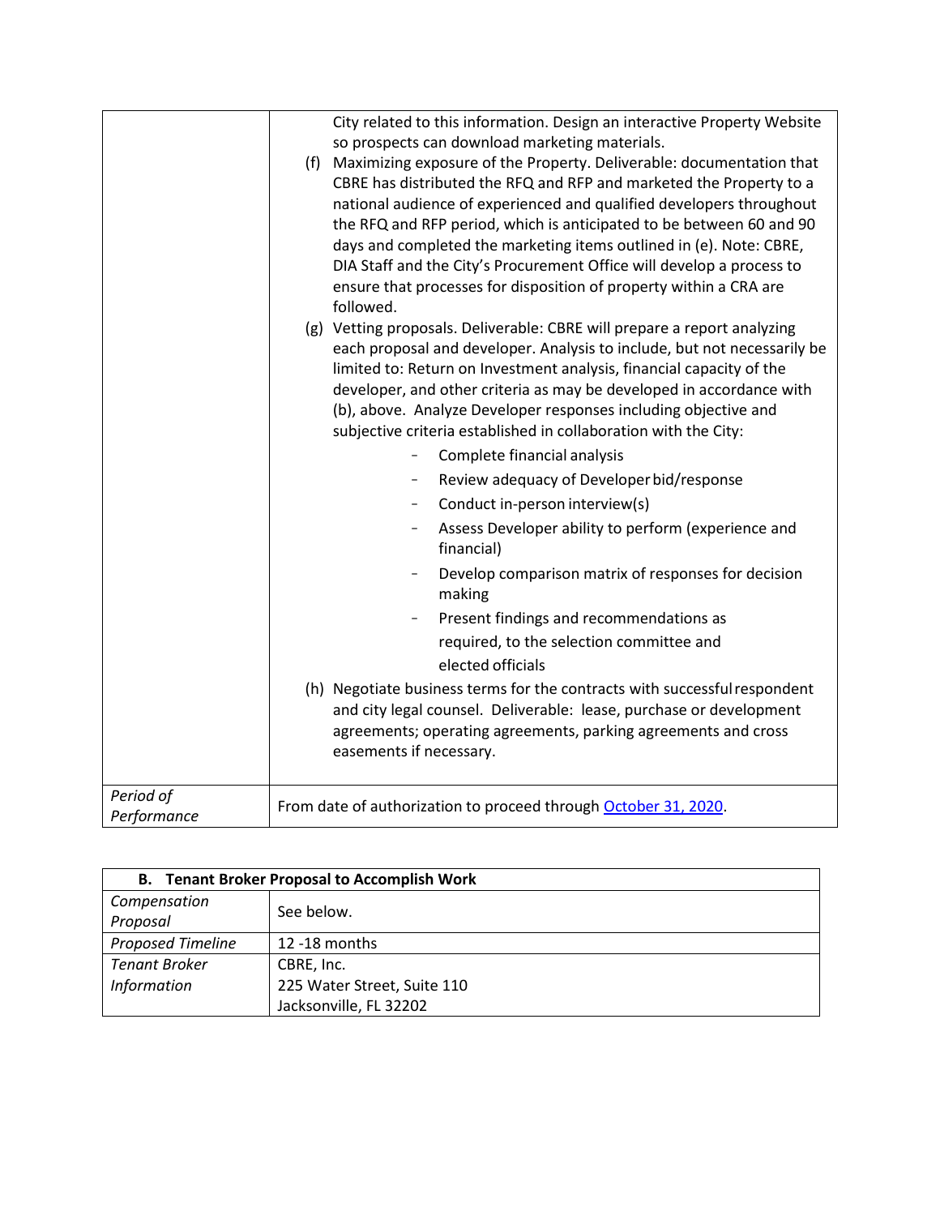| | |
|---|---|
| | City related to this information. Design an interactive Property Website so prospects can download marketing materials.<br>(f) Maximizing exposure of the Property. Deliverable: documentation that CBRE has distributed the RFQ and RFP and marketed the Property to a national audience of experienced and qualified developers throughout the RFQ and RFP period, which is anticipated to be between 60 and 90 days and completed the marketing items outlined in (e). Note: CBRE, DIA Staff and the City's Procurement Office will develop a process to ensure that processes for disposition of property within a CRA are followed.<br>(g) Vetting proposals. Deliverable: CBRE will prepare a report analyzing each proposal and developer. Analysis to include, but not necessarily be limited to: Return on Investment analysis, financial capacity of the developer, and other criteria as may be developed in accordance with (b), above. Analyze Developer responses including objective and subjective criteria established in collaboration with the City:<br>- Complete financial analysis<br>- Review adequacy of Developer bid/response<br>- Conduct in-person interview(s)<br>- Assess Developer ability to perform (experience and financial)<br>- Develop comparison matrix of responses for decision making<br>- Present findings and recommendations as required, to the selection committee and elected officials<br>(h) Negotiate business terms for the contracts with successful respondent and city legal counsel. Deliverable: lease, purchase or development agreements; operating agreements, parking agreements and cross easements if necessary. |
| *Period of Performance* | From date of authorization to proceed through October 31, 2020. |

| **B. Tenant Broker Proposal to Accomplish Work** | |
|---|---|
| *Compensation Proposal* | See below. |
| *Proposed Timeline* | 12 -18 months |
| *Tenant Broker Information* | CBRE, Inc.<br>225 Water Street, Suite 110<br>Jacksonville, FL 32202 |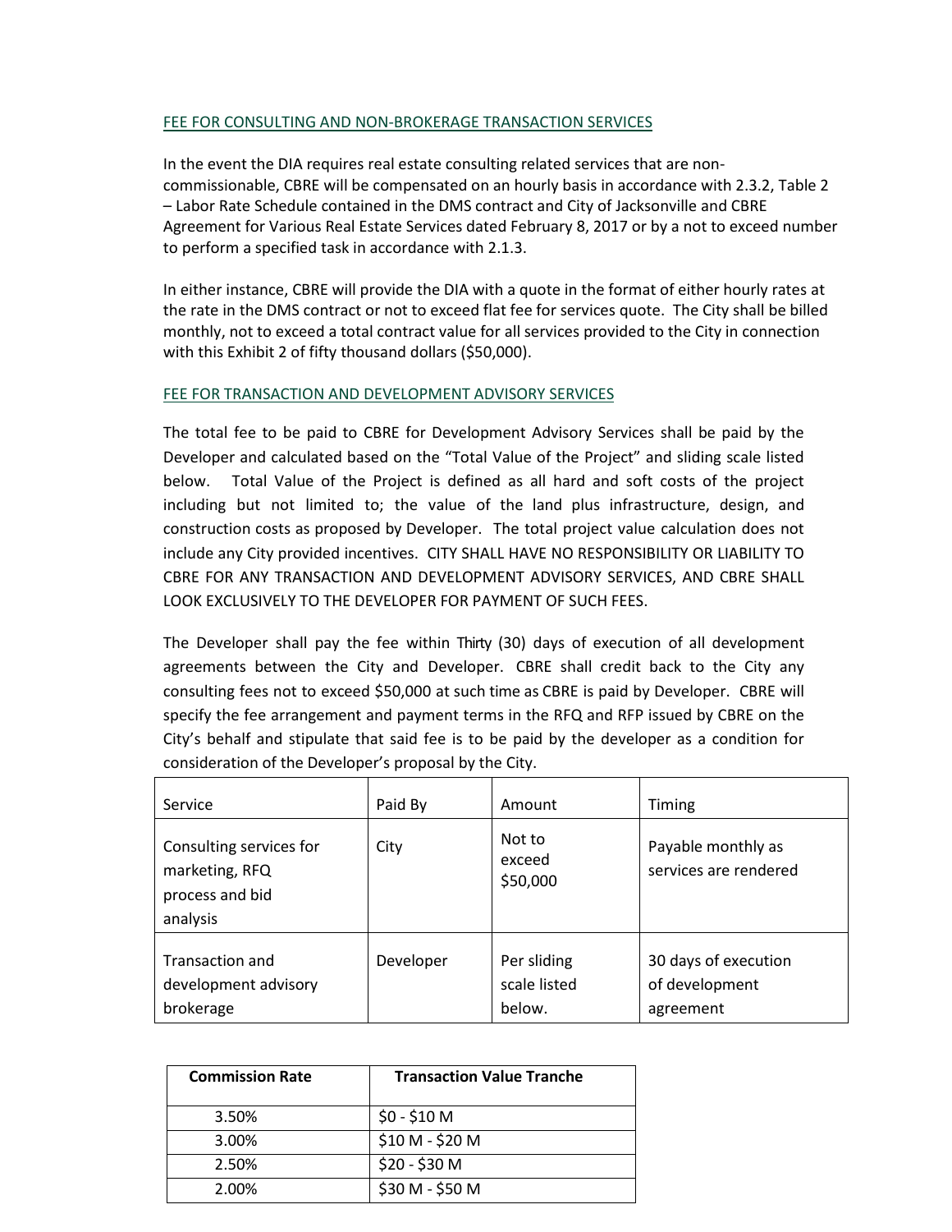## FEE FOR CONSULTING AND NON-BROKERAGE TRANSACTION SERVICES

In the event the DIA requires real estate consulting related services that are non-commissionable, CBRE will be compensated on an hourly basis in accordance with 2.3.2, Table 2 – Labor Rate Schedule contained in the DMS contract and City of Jacksonville and CBRE Agreement for Various Real Estate Services dated February 8, 2017 or by a not to exceed number to perform a specified task in accordance with 2.1.3.

In either instance, CBRE will provide the DIA with a quote in the format of either hourly rates at the rate in the DMS contract or not to exceed flat fee for services quote. The City shall be billed monthly, not to exceed a total contract value for all services provided to the City in connection with this Exhibit 2 of fifty thousand dollars ($50,000).

## FEE FOR TRANSACTION AND DEVELOPMENT ADVISORY SERVICES

The total fee to be paid to CBRE for Development Advisory Services shall be paid by the Developer and calculated based on the "Total Value of the Project" and sliding scale listed below. Total Value of the Project is defined as all hard and soft costs of the project including but not limited to; the value of the land plus infrastructure, design, and construction costs as proposed by Developer. The total project value calculation does not include any City provided incentives. CITY SHALL HAVE NO RESPONSIBILITY OR LIABILITY TO CBRE FOR ANY TRANSACTION AND DEVELOPMENT ADVISORY SERVICES, AND CBRE SHALL LOOK EXCLUSIVELY TO THE DEVELOPER FOR PAYMENT OF SUCH FEES.

The Developer shall pay the fee within Thirty (30) days of execution of all development agreements between the City and Developer. CBRE shall credit back to the City any consulting fees not to exceed $50,000 at such time as CBRE is paid by Developer. CBRE will specify the fee arrangement and payment terms in the RFQ and RFP issued by CBRE on the City's behalf and stipulate that said fee is to be paid by the developer as a condition for consideration of the Developer's proposal by the City.

| Service | Paid By | Amount | Timing |
|---|---|---|---|
| Consulting services for marketing, RFQ process and bid analysis | City | Not to exceed $50,000 | Payable monthly as services are rendered |
| Transaction and development advisory brokerage | Developer | Per sliding scale listed below. | 30 days of execution of development agreement |

| Commission Rate | Transaction Value Tranche |
|---|---|
| 3.50% | $0 - $10 M |
| 3.00% | $10 M - $20 M |
| 2.50% | $20 - $30 M |
| 2.00% | $30 M - $50 M |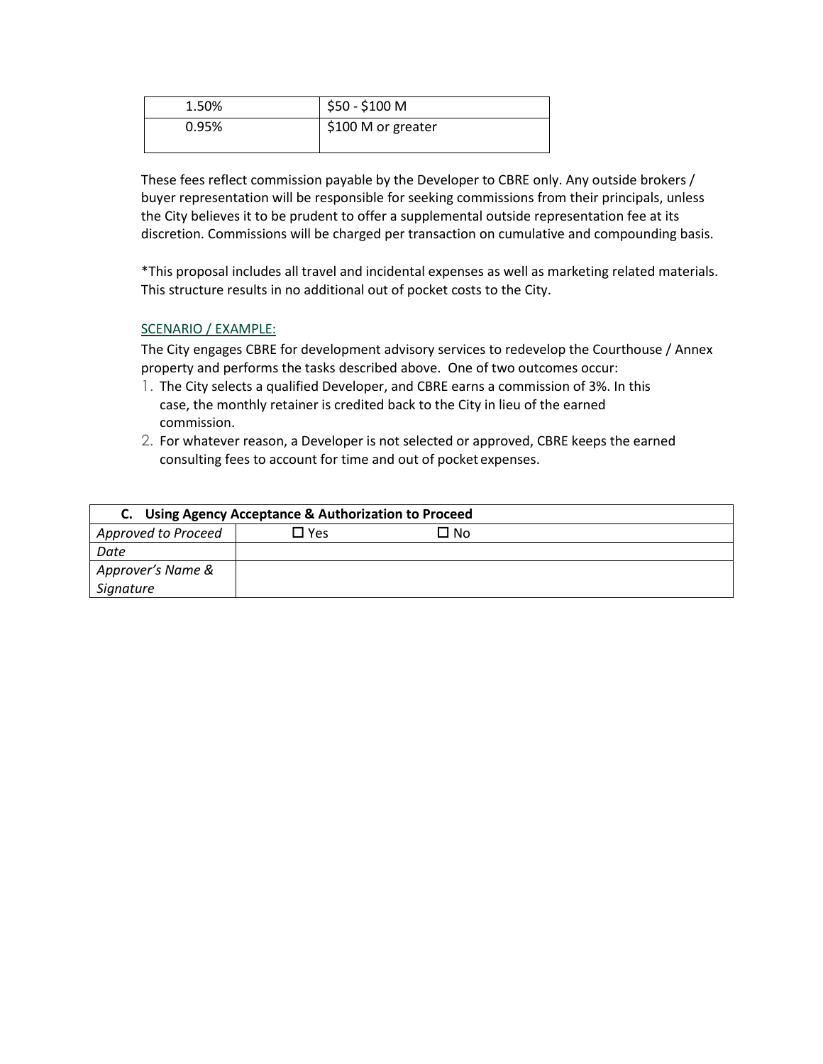| | |
|---|---|
| 1.50% | $50 - $100 M |
| 0.95% | $100 M or greater |

These fees reflect commission payable by the Developer to CBRE only. Any outside brokers / buyer representation will be responsible for seeking commissions from their principals, unless the City believes it to be prudent to offer a supplemental outside representation fee at its discretion. Commissions will be charged per transaction on cumulative and compounding basis.

*This proposal includes all travel and incidental expenses as well as marketing related materials. This structure results in no additional out of pocket costs to the City.

SCENARIO / EXAMPLE:

The City engages CBRE for development advisory services to redevelop the Courthouse / Annex property and performs the tasks described above. One of two outcomes occur:

1. The City selects a qualified Developer, and CBRE earns a commission of 3%. In this case, the monthly retainer is credited back to the City in lieu of the earned commission.
2. For whatever reason, a Developer is not selected or approved, CBRE keeps the earned consulting fees to account for time and out of pocket expenses.

| **C. Using Agency Acceptance & Authorization to Proceed** | | |
|---|---|---|
| *Approved to Proceed* | ☐ Yes | ☐ No |
| *Date* | | |
| *Approver's Name & Signature* | | |